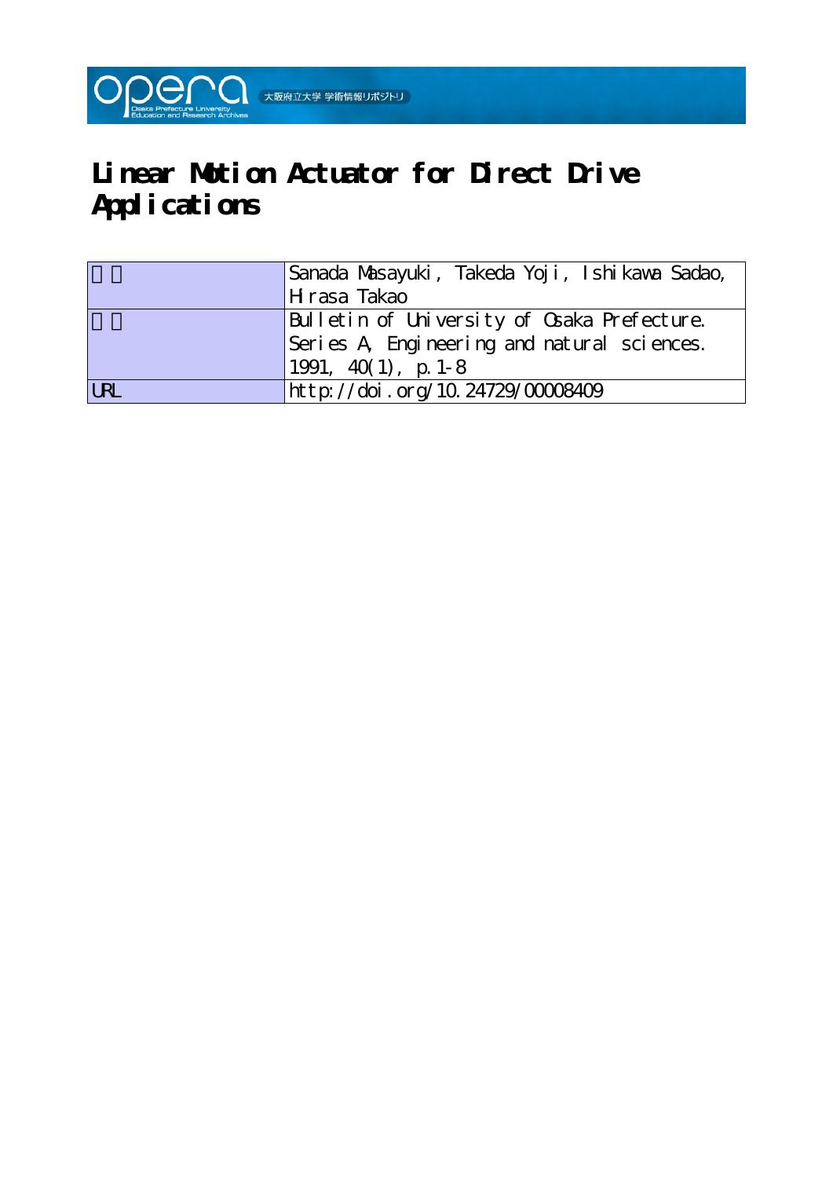# Linear Motion Actuator for Direct Drive Applications

| | |
|---|---|
| 著者 | Sanada Masayuki, Takeda Yoji, Ishikawa Sadao, Hirasa Takao |
| 雑誌 | Bulletin of University of Osaka Prefecture. Series A, Engineering and natural sciences. 1991, 40(1), p.1-8 |
| URL | http://doi.org/10.24729/00008409 |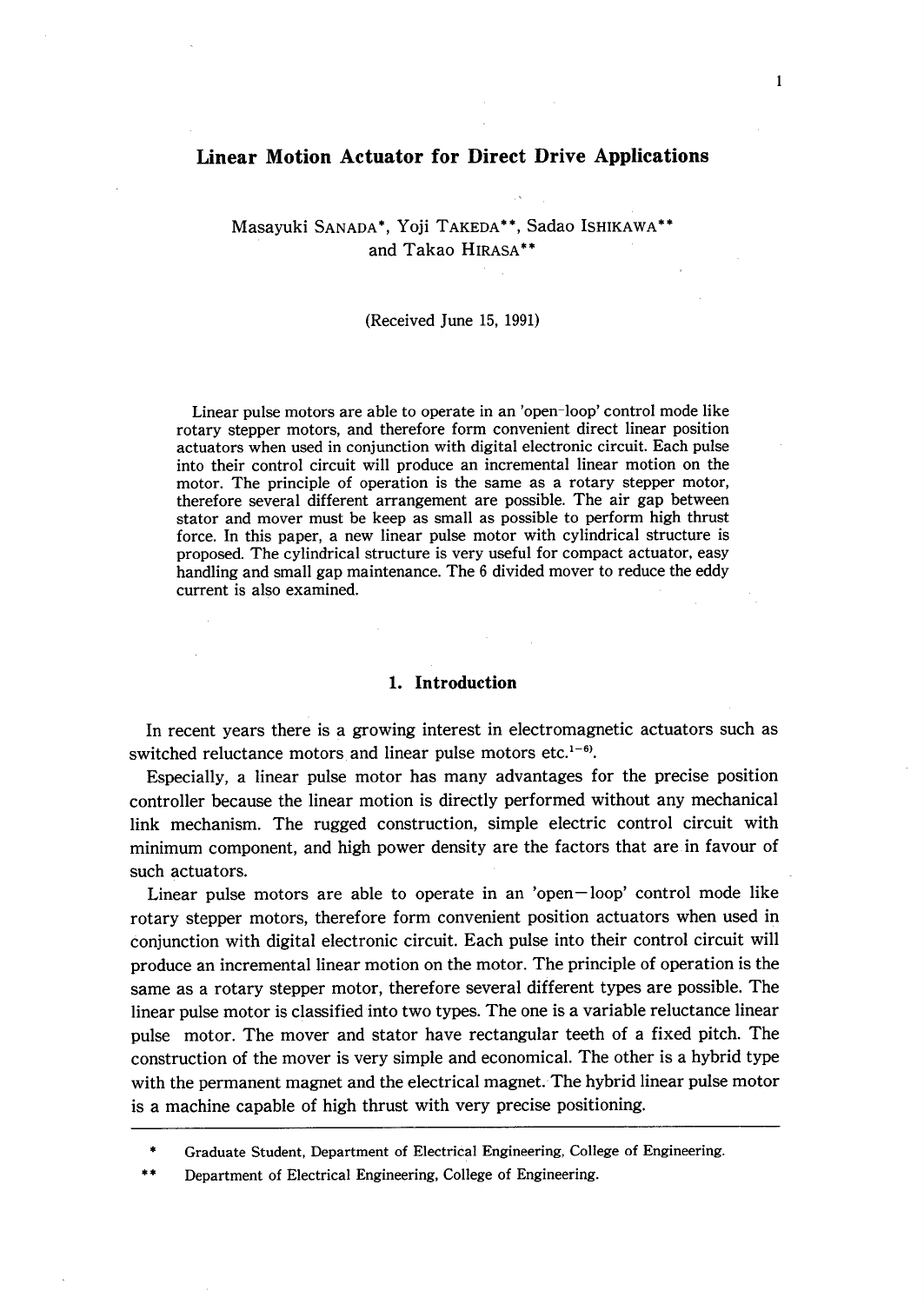# Linear Motion Actuator for Direct Drive Applications

Masayuki SANADA*, Yoji TAKEDA**, Sadao ISHIKAWA**
and Takao HIRASA**

(Received June 15, 1991)

Linear pulse motors are able to operate in an 'open-loop' control mode like rotary stepper motors, and therefore form convenient direct linear position actuators when used in conjunction with digital electronic circuit. Each pulse into their control circuit will produce an incremental linear motion on the motor. The principle of operation is the same as a rotary stepper motor, therefore several different arrangement are possible. The air gap between stator and mover must be keep as small as possible to perform high thrust force. In this paper, a new linear pulse motor with cylindrical structure is proposed. The cylindrical structure is very useful for compact actuator, easy handling and small gap maintenance. The 6 divided mover to reduce the eddy current is also examined.

## 1. Introduction

In recent years there is a growing interest in electromagnetic actuators such as switched reluctance motors and linear pulse motors etc.[1-6].

Especially, a linear pulse motor has many advantages for the precise position controller because the linear motion is directly performed without any mechanical link mechanism. The rugged construction, simple electric control circuit with minimum component, and high power density are the factors that are in favour of such actuators.

Linear pulse motors are able to operate in an 'open—loop' control mode like rotary stepper motors, therefore form convenient position actuators when used in conjunction with digital electronic circuit. Each pulse into their control circuit will produce an incremental linear motion on the motor. The principle of operation is the same as a rotary stepper motor, therefore several different types are possible. The linear pulse motor is classified into two types. The one is a variable reluctance linear pulse motor. The mover and stator have rectangular teeth of a fixed pitch. The construction of the mover is very simple and economical. The other is a hybrid type with the permanent magnet and the electrical magnet. The hybrid linear pulse motor is a machine capable of high thrust with very precise positioning.

---

\* Graduate Student, Department of Electrical Engineering, College of Engineering.

\*\* Department of Electrical Engineering, College of Engineering.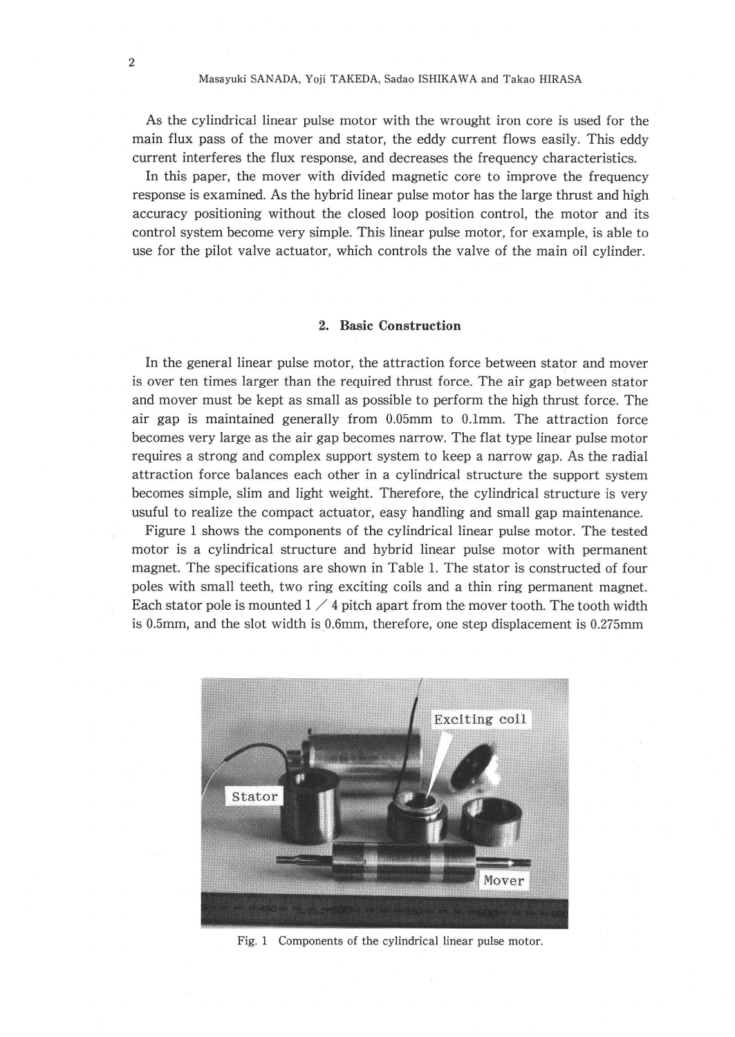As the cylindrical linear pulse motor with the wrought iron core is used for the main flux pass of the mover and stator, the eddy current flows easily. This eddy current interferes the flux response, and decreases the frequency characteristics.

In this paper, the mover with divided magnetic core to improve the frequency response is examined. As the hybrid linear pulse motor has the large thrust and high accuracy positioning without the closed loop position control, the motor and its control system become very simple. This linear pulse motor, for example, is able to use for the pilot valve actuator, which controls the valve of the main oil cylinder.

## 2. Basic Construction

In the general linear pulse motor, the attraction force between stator and mover is over ten times larger than the required thrust force. The air gap between stator and mover must be kept as small as possible to perform the high thrust force. The air gap is maintained generally from 0.05mm to 0.1mm. The attraction force becomes very large as the air gap becomes narrow. The flat type linear pulse motor requires a strong and complex support system to keep a narrow gap. As the radial attraction force balances each other in a cylindrical structure the support system becomes simple, slim and light weight. Therefore, the cylindrical structure is very usuful to realize the compact actuator, easy handling and small gap maintenance.

Figure 1 shows the components of the cylindrical linear pulse motor. The tested motor is a cylindrical structure and hybrid linear pulse motor with permanent magnet. The specifications are shown in Table 1. The stator is constructed of four poles with small teeth, two ring exciting coils and a thin ring permanent magnet. Each stator pole is mounted 1 / 4 pitch apart from the mover tooth. The tooth width is 0.5mm, and the slot width is 0.6mm, therefore, one step displacement is 0.275mm

Fig. 1 Components of the cylindrical linear pulse motor.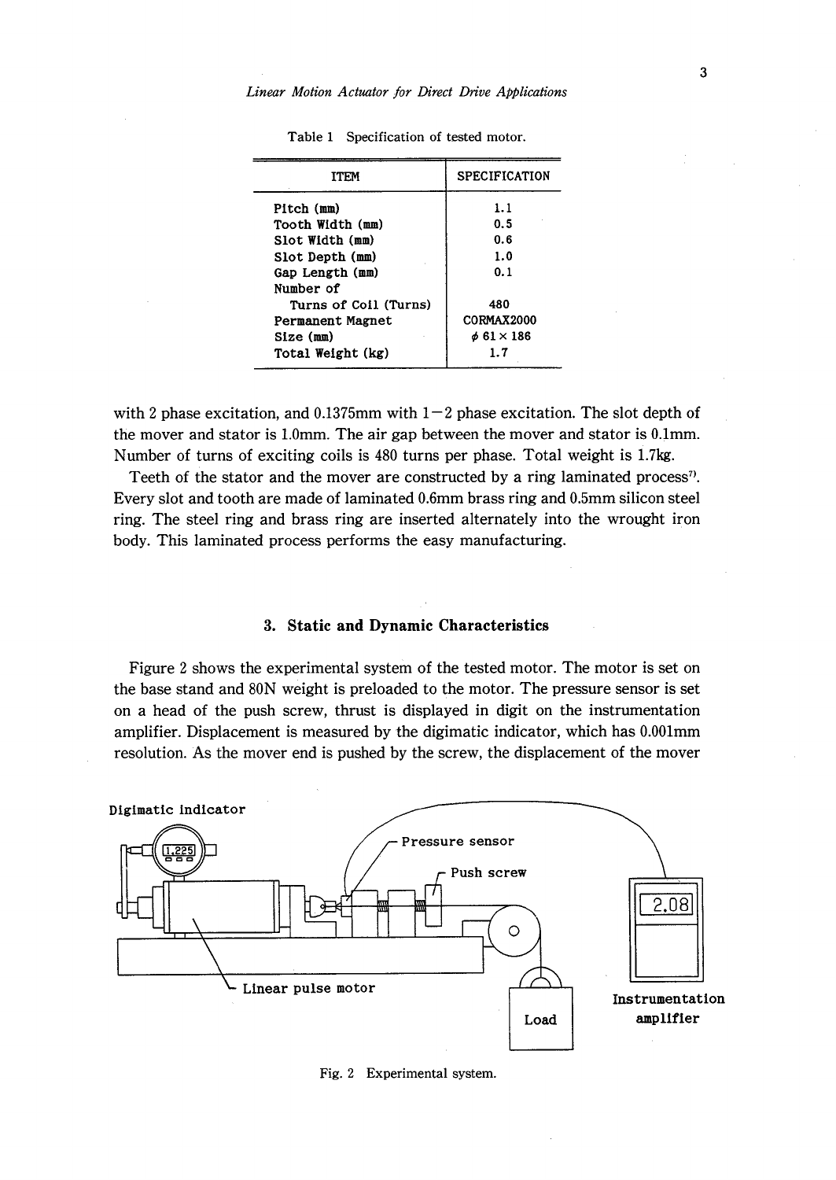Table 1 Specification of tested motor.

| ITEM | SPECIFICATION |
|---|---|
| Pitch (mm) | 1.1 |
| Tooth Width (mm) | 0.5 |
| Slot Width (mm) | 0.6 |
| Slot Depth (mm) | 1.0 |
| Gap Length (mm) | 0.1 |
| Number of Turns of Coil (Turns) | 480 |
| Permanent Magnet | CORMAX2000 |
| Size (mm) | $\phi$ 61 × 186 |
| Total Weight (kg) | 1.7 |

with 2 phase excitation, and 0.1375mm with 1−2 phase excitation. The slot depth of the mover and stator is 1.0mm. The air gap between the mover and stator is 0.1mm. Number of turns of exciting coils is 480 turns per phase. Total weight is 1.7kg.

Teeth of the stator and the mover are constructed by a ring laminated process[7]. Every slot and tooth are made of laminated 0.6mm brass ring and 0.5mm silicon steel ring. The steel ring and brass ring are inserted alternately into the wrought iron body. This laminated process performs the easy manufacturing.

## 3. Static and Dynamic Characteristics

Figure 2 shows the experimental system of the tested motor. The motor is set on the base stand and 80N weight is preloaded to the motor. The pressure sensor is set on a head of the push screw, thrust is displayed in digit on the instrumentation amplifier. Displacement is measured by the digimatic indicator, which has 0.001mm resolution. As the mover end is pushed by the screw, the displacement of the mover

Fig. 2 Experimental system.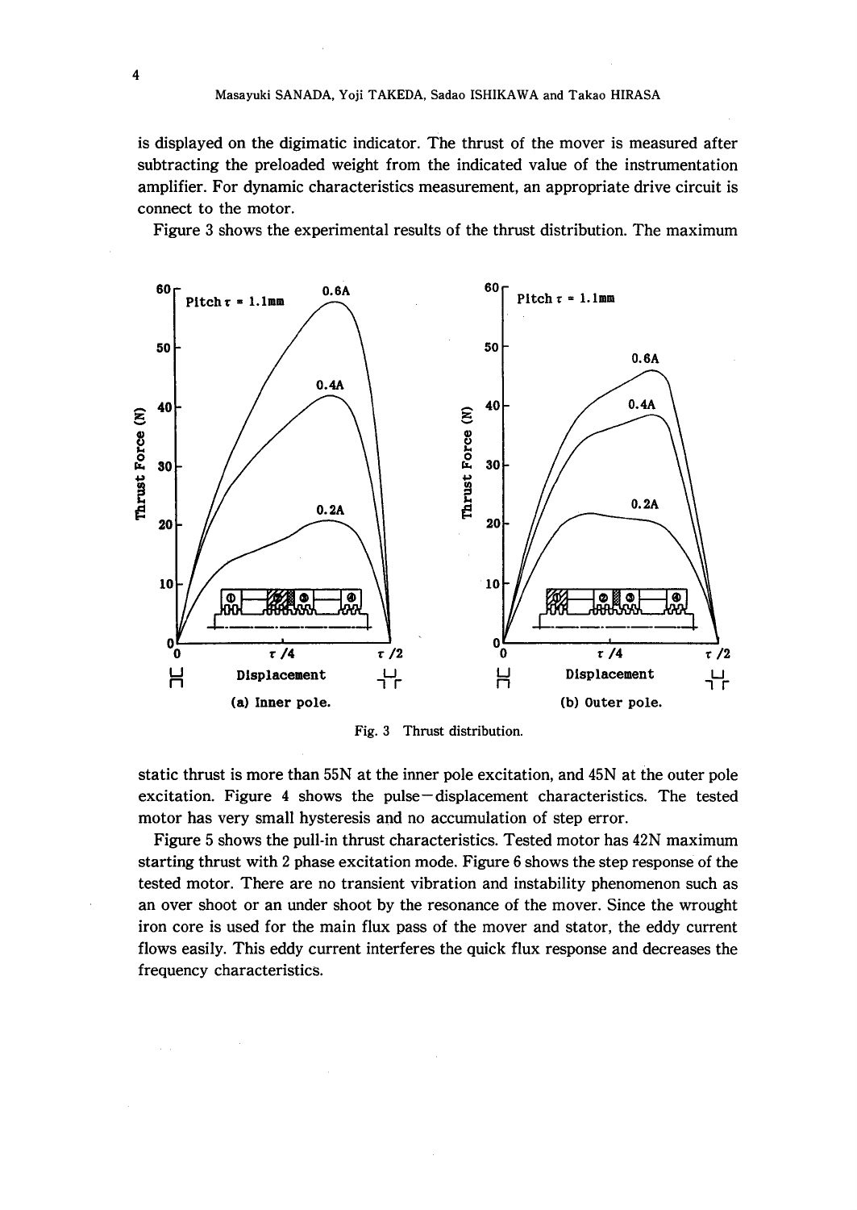is displayed on the digimatic indicator. The thrust of the mover is measured after subtracting the preloaded weight from the indicated value of the instrumentation amplifier. For dynamic characteristics measurement, an appropriate drive circuit is connect to the motor.

Figure 3 shows the experimental results of the thrust distribution. The maximum static thrust is more than 55N at the inner pole excitation, and 45N at the outer pole excitation. Figure 4 shows the pulse−displacement characteristics. The tested motor has very small hysteresis and no accumulation of step error.

Fig. 3 Thrust distribution.

Figure 5 shows the pull-in thrust characteristics. Tested motor has 42N maximum starting thrust with 2 phase excitation mode. Figure 6 shows the step response of the tested motor. There are no transient vibration and instability phenomenon such as an over shoot or an under shoot by the resonance of the mover. Since the wrought iron core is used for the main flux pass of the mover and stator, the eddy current flows easily. This eddy current interferes the quick flux response and decreases the frequency characteristics.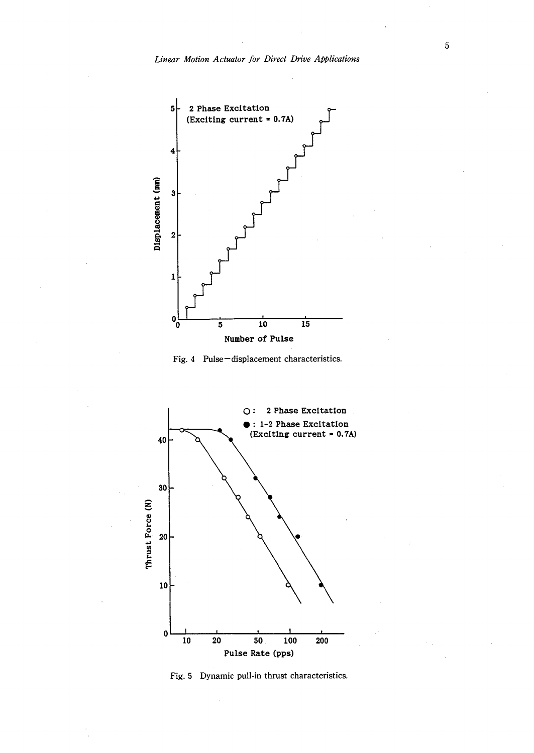Fig. 4 Pulse—displacement characteristics.

Fig. 5 Dynamic pull-in thrust characteristics.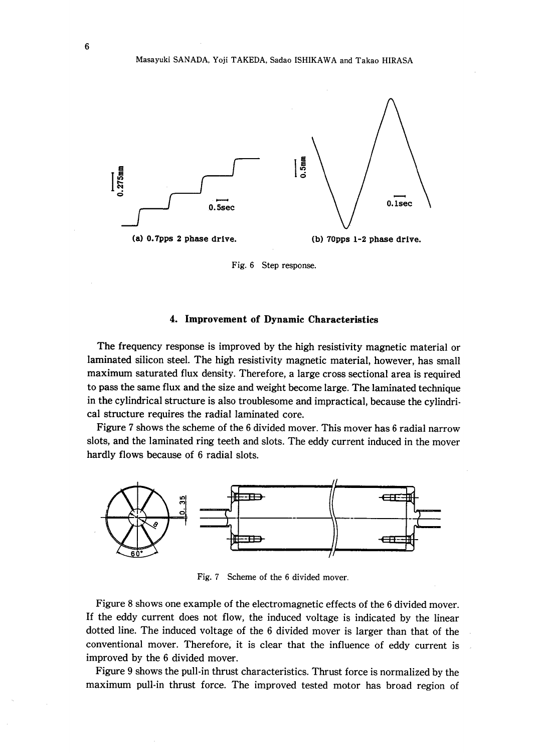(a) 0.7pps 2 phase drive.

(b) 70pps 1-2 phase drive.

Fig. 6 Step response.

## 4. Improvement of Dynamic Characteristics

The frequency response is improved by the high resistivity magnetic material or laminated silicon steel. The high resistivity magnetic material, however, has small maximum saturated flux density. Therefore, a large cross sectional area is required to pass the same flux and the size and weight become large. The laminated technique in the cylindrical structure is also troublesome and impractical, because the cylindrical structure requires the radial laminated core.

Figure 7 shows the scheme of the 6 divided mover. This mover has 6 radial narrow slots, and the laminated ring teeth and slots. The eddy current induced in the mover hardly flows because of 6 radial slots.

Fig. 7 Scheme of the 6 divided mover.

Figure 8 shows one example of the electromagnetic effects of the 6 divided mover. If the eddy current does not flow, the induced voltage is indicated by the linear dotted line. The induced voltage of the 6 divided mover is larger than that of the conventional mover. Therefore, it is clear that the influence of eddy current is improved by the 6 divided mover.

Figure 9 shows the pull-in thrust characteristics. Thrust force is normalized by the maximum pull-in thrust force. The improved tested motor has broad region of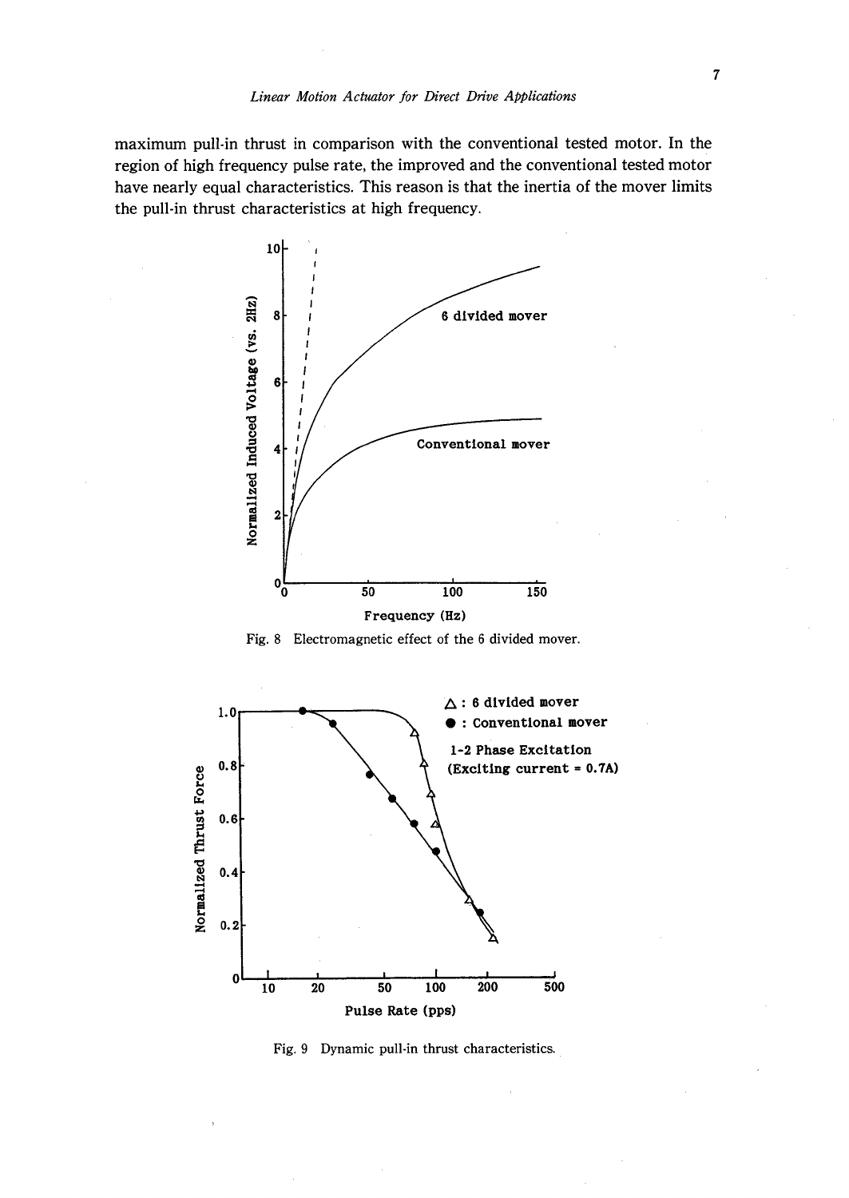maximum pull-in thrust in comparison with the conventional tested motor. In the region of high frequency pulse rate, the improved and the conventional tested motor have nearly equal characteristics. This reason is that the inertia of the mover limits the pull-in thrust characteristics at high frequency.

Fig. 8 Electromagnetic effect of the 6 divided mover.

Fig. 9 Dynamic pull-in thrust characteristics.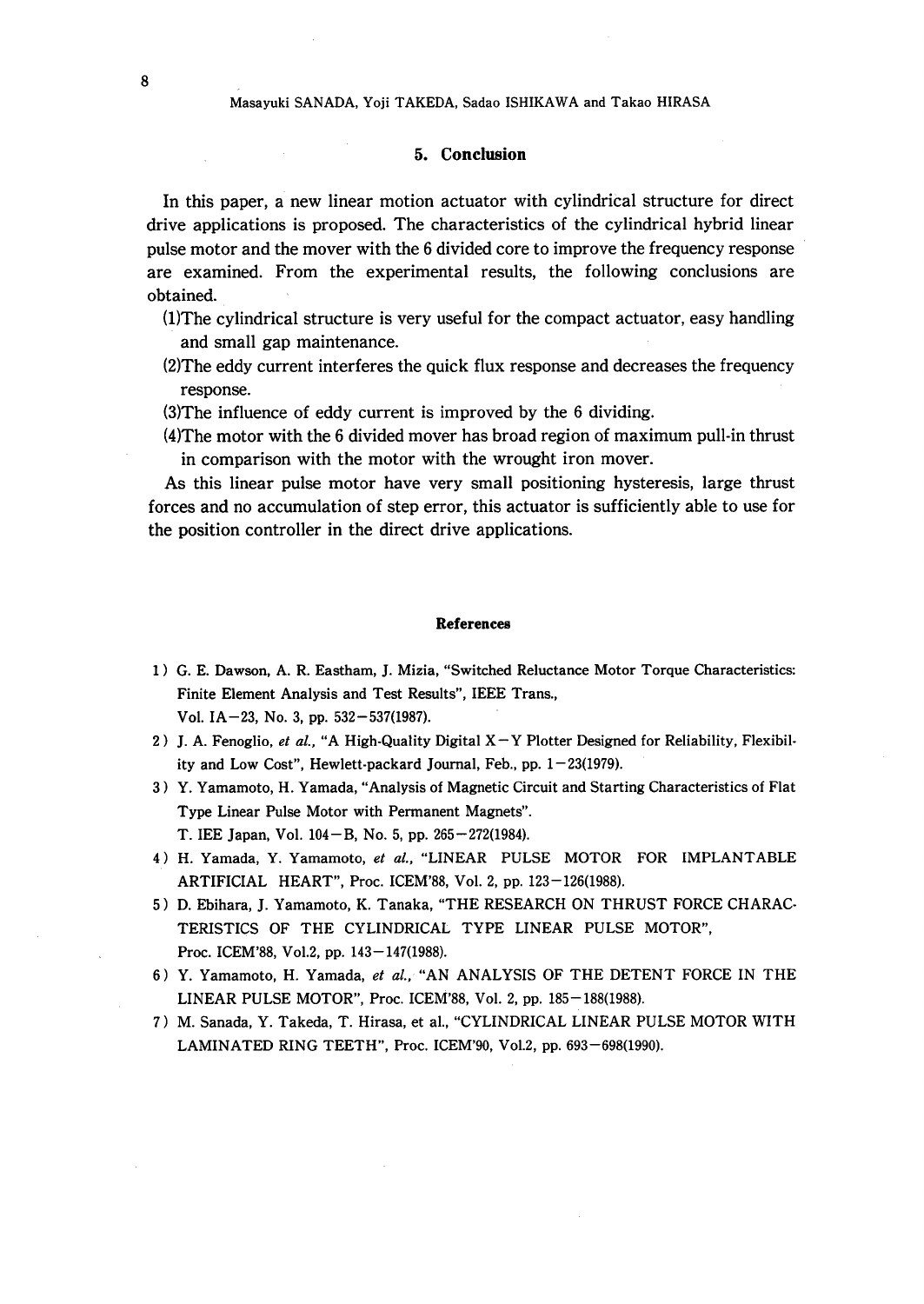## 5. Conclusion

In this paper, a new linear motion actuator with cylindrical structure for direct drive applications is proposed. The characteristics of the cylindrical hybrid linear pulse motor and the mover with the 6 divided core to improve the frequency response are examined. From the experimental results, the following conclusions are obtained.

(1)The cylindrical structure is very useful for the compact actuator, easy handling and small gap maintenance.

(2)The eddy current interferes the quick flux response and decreases the frequency response.

(3)The influence of eddy current is improved by the 6 dividing.

(4)The motor with the 6 divided mover has broad region of maximum pull-in thrust in comparison with the motor with the wrought iron mover.

As this linear pulse motor have very small positioning hysteresis, large thrust forces and no accumulation of step error, this actuator is sufficiently able to use for the position controller in the direct drive applications.

### References

1) G. E. Dawson, A. R. Eastham, J. Mizia, "Switched Reluctance Motor Torque Characteristics: Finite Element Analysis and Test Results", IEEE Trans., Vol. IA−23, No. 3, pp. 532−537(1987).

2) J. A. Fenoglio, *et al.*, "A High-Quality Digital X−Y Plotter Designed for Reliability, Flexibility and Low Cost", Hewlett-packard Journal, Feb., pp. 1−23(1979).

3) Y. Yamamoto, H. Yamada, "Analysis of Magnetic Circuit and Starting Characteristics of Flat Type Linear Pulse Motor with Permanent Magnets". T. IEE Japan, Vol. 104−B, No. 5, pp. 265−272(1984).

4) H. Yamada, Y. Yamamoto, *et al.*, "LINEAR PULSE MOTOR FOR IMPLANTABLE ARTIFICIAL HEART", Proc. ICEM'88, Vol. 2, pp. 123−126(1988).

5) D. Ebihara, J. Yamamoto, K. Tanaka, "THE RESEARCH ON THRUST FORCE CHARACTERISTICS OF THE CYLINDRICAL TYPE LINEAR PULSE MOTOR", Proc. ICEM'88, Vol.2, pp. 143−147(1988).

6) Y. Yamamoto, H. Yamada, *et al.*, "AN ANALYSIS OF THE DETENT FORCE IN THE LINEAR PULSE MOTOR", Proc. ICEM'88, Vol. 2, pp. 185−188(1988).

7) M. Sanada, Y. Takeda, T. Hirasa, et al., "CYLINDRICAL LINEAR PULSE MOTOR WITH LAMINATED RING TEETH", Proc. ICEM'90, Vol.2, pp. 693−698(1990).